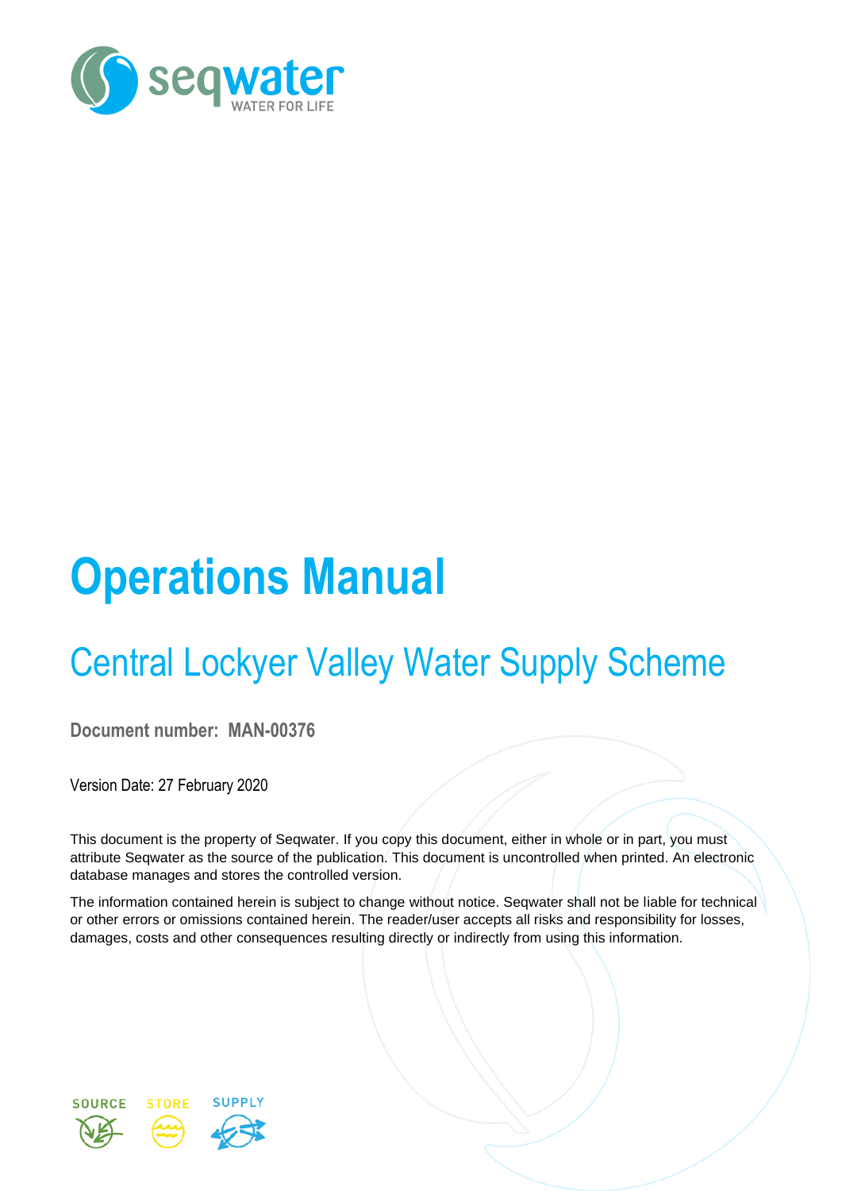seqwater
WATER FOR LIFE

# Operations Manual

## Central Lockyer Valley Water Supply Scheme

**Document number: MAN-00376**

Version Date: 27 February 2020

This document is the property of Seqwater. If you copy this document, either in whole or in part, you must attribute Seqwater as the source of the publication. This document is uncontrolled when printed. An electronic database manages and stores the controlled version.

The information contained herein is subject to change without notice. Seqwater shall not be liable for technical or other errors or omissions contained herein. The reader/user accepts all risks and responsibility for losses, damages, costs and other consequences resulting directly or indirectly from using this information.

SOURCE STORE SUPPLY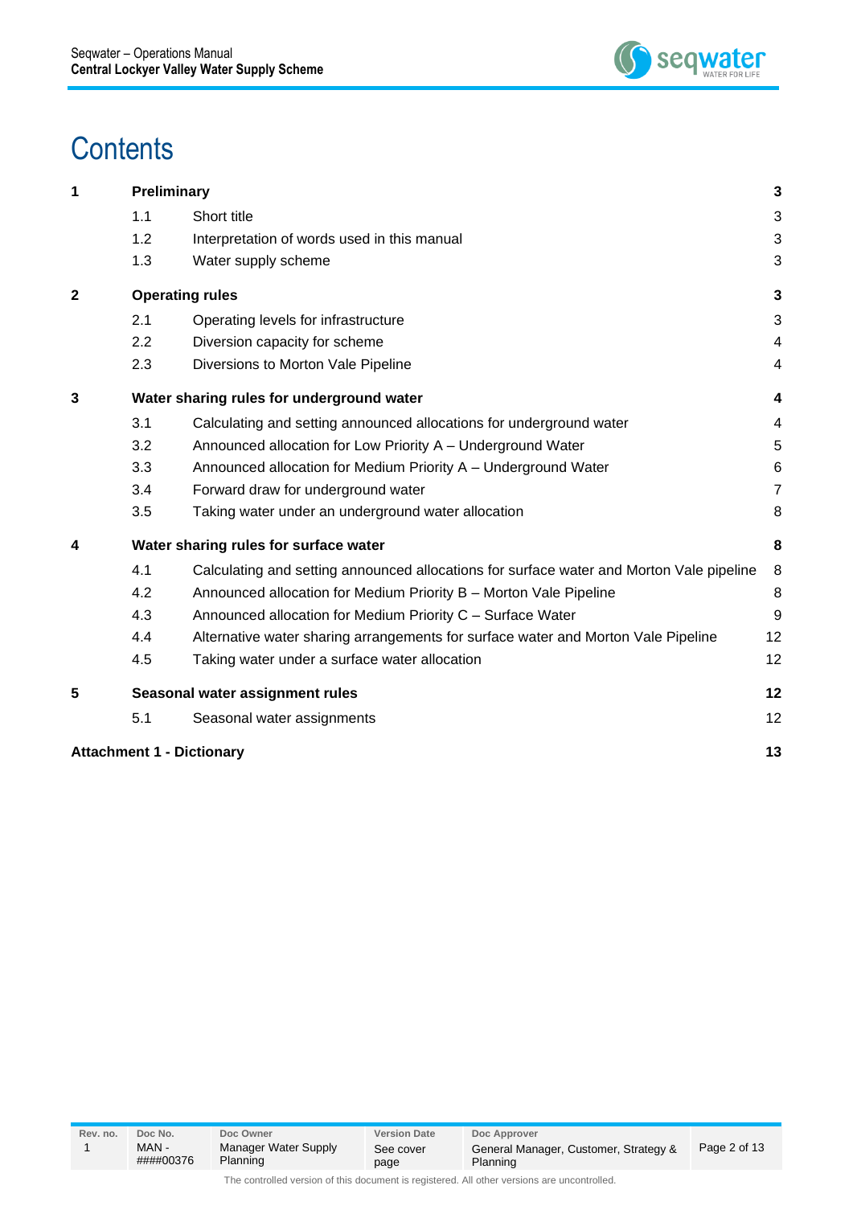# Contents

| | | | |
|---|---|---|---|
| **1** | **Preliminary** | | **3** |
| | 1.1 | Short title | 3 |
| | 1.2 | Interpretation of words used in this manual | 3 |
| | 1.3 | Water supply scheme | 3 |
| **2** | **Operating rules** | | **3** |
| | 2.1 | Operating levels for infrastructure | 3 |
| | 2.2 | Diversion capacity for scheme | 4 |
| | 2.3 | Diversions to Morton Vale Pipeline | 4 |
| **3** | **Water sharing rules for underground water** | | **4** |
| | 3.1 | Calculating and setting announced allocations for underground water | 4 |
| | 3.2 | Announced allocation for Low Priority A – Underground Water | 5 |
| | 3.3 | Announced allocation for Medium Priority A – Underground Water | 6 |
| | 3.4 | Forward draw for underground water | 7 |
| | 3.5 | Taking water under an underground water allocation | 8 |
| **4** | **Water sharing rules for surface water** | | **8** |
| | 4.1 | Calculating and setting announced allocations for surface water and Morton Vale pipeline | 8 |
| | 4.2 | Announced allocation for Medium Priority B – Morton Vale Pipeline | 8 |
| | 4.3 | Announced allocation for Medium Priority C – Surface Water | 9 |
| | 4.4 | Alternative water sharing arrangements for surface water and Morton Vale Pipeline | 12 |
| | 4.5 | Taking water under a surface water allocation | 12 |
| **5** | **Seasonal water assignment rules** | | **12** |
| | 5.1 | Seasonal water assignments | 12 |
| **Attachment 1 - Dictionary** | | | **13** |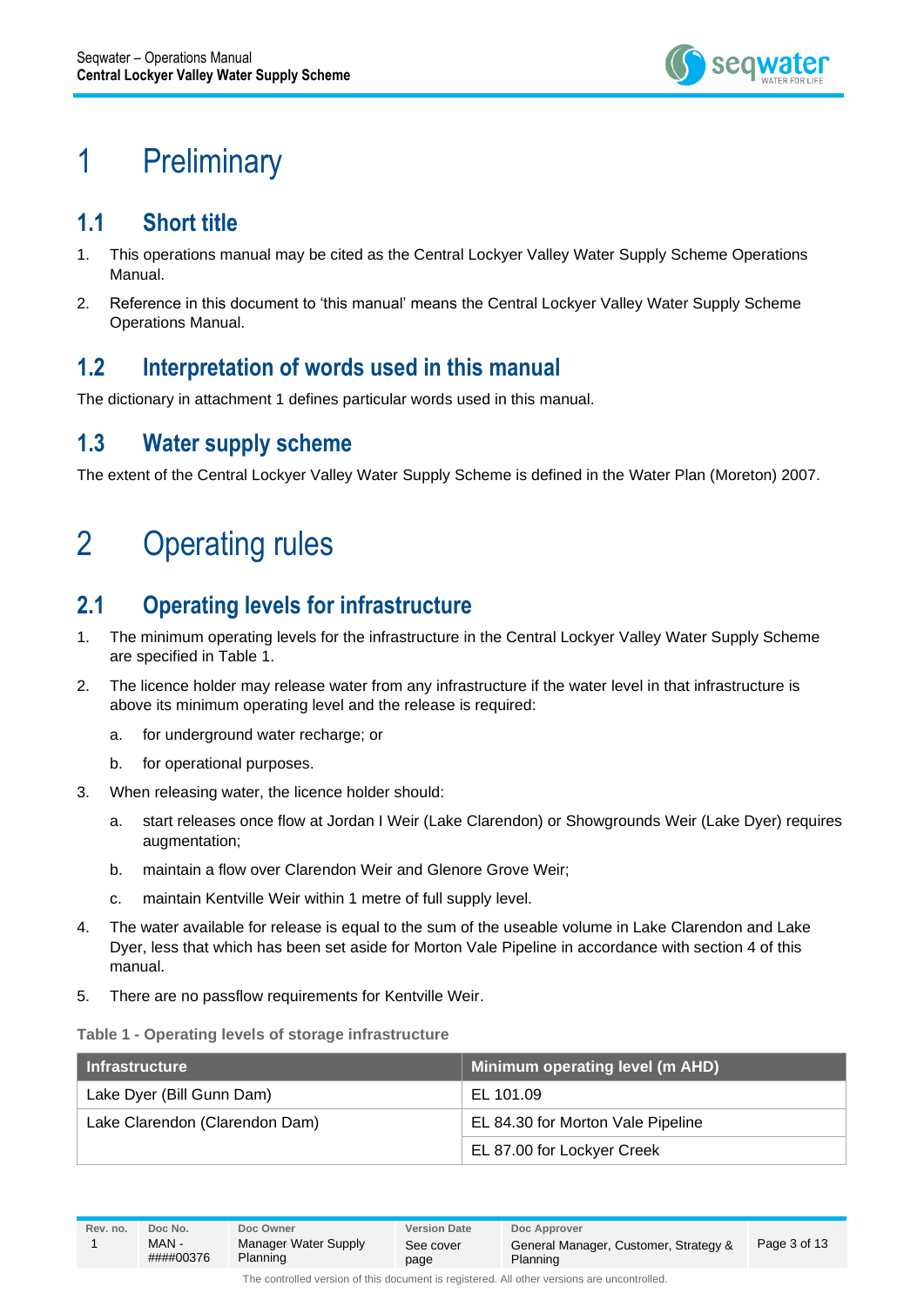# 1 Preliminary

## 1.1 Short title

1. This operations manual may be cited as the Central Lockyer Valley Water Supply Scheme Operations Manual.
2. Reference in this document to 'this manual' means the Central Lockyer Valley Water Supply Scheme Operations Manual.

## 1.2 Interpretation of words used in this manual

The dictionary in attachment 1 defines particular words used in this manual.

## 1.3 Water supply scheme

The extent of the Central Lockyer Valley Water Supply Scheme is defined in the Water Plan (Moreton) 2007.

# 2 Operating rules

## 2.1 Operating levels for infrastructure

1. The minimum operating levels for the infrastructure in the Central Lockyer Valley Water Supply Scheme are specified in Table 1.
2. The licence holder may release water from any infrastructure if the water level in that infrastructure is above its minimum operating level and the release is required:
   a. for underground water recharge; or
   b. for operational purposes.
3. When releasing water, the licence holder should:
   a. start releases once flow at Jordan I Weir (Lake Clarendon) or Showgrounds Weir (Lake Dyer) requires augmentation;
   b. maintain a flow over Clarendon Weir and Glenore Grove Weir;
   c. maintain Kentville Weir within 1 metre of full supply level.
4. The water available for release is equal to the sum of the useable volume in Lake Clarendon and Lake Dyer, less that which has been set aside for Morton Vale Pipeline in accordance with section 4 of this manual.
5. There are no passflow requirements for Kentville Weir.

**Table 1 - Operating levels of storage infrastructure**

| Infrastructure | Minimum operating level (m AHD) |
|---|---|
| Lake Dyer (Bill Gunn Dam) | EL 101.09 |
| Lake Clarendon (Clarendon Dam) | EL 84.30 for Morton Vale Pipeline |
| | EL 87.00 for Lockyer Creek |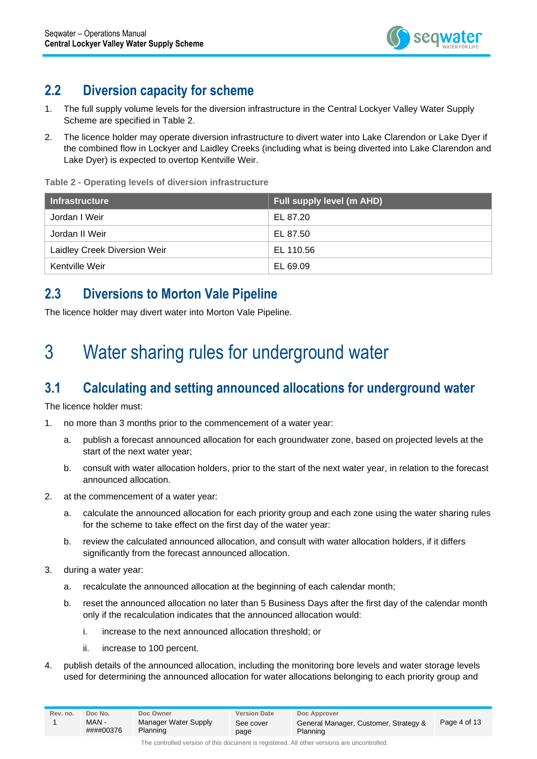## 2.2 Diversion capacity for scheme

1. The full supply volume levels for the diversion infrastructure in the Central Lockyer Valley Water Supply Scheme are specified in Table 2.
2. The licence holder may operate diversion infrastructure to divert water into Lake Clarendon or Lake Dyer if the combined flow in Lockyer and Laidley Creeks (including what is being diverted into Lake Clarendon and Lake Dyer) is expected to overtop Kentville Weir.

**Table 2 - Operating levels of diversion infrastructure**

| Infrastructure | Full supply level (m AHD) |
|---|---|
| Jordan I Weir | EL 87.20 |
| Jordan II Weir | EL 87.50 |
| Laidley Creek Diversion Weir | EL 110.56 |
| Kentville Weir | EL 69.09 |

## 2.3 Diversions to Morton Vale Pipeline

The licence holder may divert water into Morton Vale Pipeline.

# 3 Water sharing rules for underground water

## 3.1 Calculating and setting announced allocations for underground water

The licence holder must:

1. no more than 3 months prior to the commencement of a water year:
   a. publish a forecast announced allocation for each groundwater zone, based on projected levels at the start of the next water year;
   b. consult with water allocation holders, prior to the start of the next water year, in relation to the forecast announced allocation.
2. at the commencement of a water year:
   a. calculate the announced allocation for each priority group and each zone using the water sharing rules for the scheme to take effect on the first day of the water year:
   b. review the calculated announced allocation, and consult with water allocation holders, if it differs significantly from the forecast announced allocation.
3. during a water year:
   a. recalculate the announced allocation at the beginning of each calendar month;
   b. reset the announced allocation no later than 5 Business Days after the first day of the calendar month only if the recalculation indicates that the announced allocation would:
      i. increase to the next announced allocation threshold; or
      ii. increase to 100 percent.
4. publish details of the announced allocation, including the monitoring bore levels and water storage levels used for determining the announced allocation for water allocations belonging to each priority group and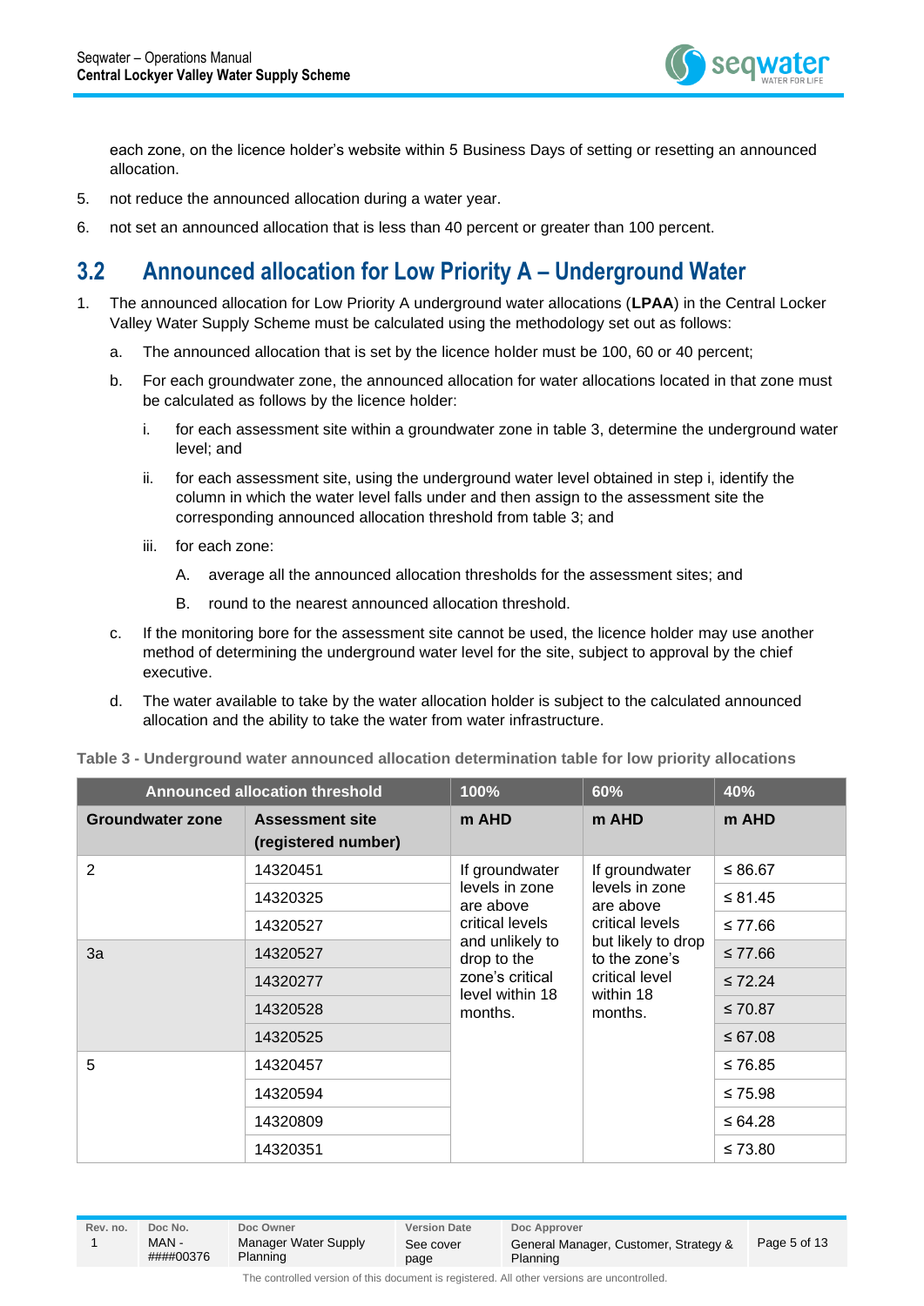each zone, on the licence holder's website within 5 Business Days of setting or resetting an announced allocation.

5. not reduce the announced allocation during a water year.
6. not set an announced allocation that is less than 40 percent or greater than 100 percent.

## 3.2 Announced allocation for Low Priority A – Underground Water

1. The announced allocation for Low Priority A underground water allocations (**LPAA**) in the Central Locker Valley Water Supply Scheme must be calculated using the methodology set out as follows:
   a. The announced allocation that is set by the licence holder must be 100, 60 or 40 percent;
   b. For each groundwater zone, the announced allocation for water allocations located in that zone must be calculated as follows by the licence holder:
      i. for each assessment site within a groundwater zone in table 3, determine the underground water level; and
      ii. for each assessment site, using the underground water level obtained in step i, identify the column in which the water level falls under and then assign to the assessment site the corresponding announced allocation threshold from table 3; and
      iii. for each zone:
         A. average all the announced allocation thresholds for the assessment sites; and
         B. round to the nearest announced allocation threshold.
   c. If the monitoring bore for the assessment site cannot be used, the licence holder may use another method of determining the underground water level for the site, subject to approval by the chief executive.
   d. The water available to take by the water allocation holder is subject to the calculated announced allocation and the ability to take the water from water infrastructure.

**Table 3 - Underground water announced allocation determination table for low priority allocations**

| Announced allocation threshold | | 100% | 60% | 40% |
|---|---|---|---|---|
| **Groundwater zone** | **Assessment site (registered number)** | **m AHD** | **m AHD** | **m AHD** |
| 2 | 14320451 | If groundwater levels in zone are above critical levels and unlikely to drop to the zone's critical level within 18 months. | If groundwater levels in zone are above critical levels but likely to drop to the zone's critical level within 18 months. | ≤ 86.67 |
| | 14320325 | | | ≤ 81.45 |
| | 14320527 | | | ≤ 77.66 |
| 3a | 14320527 | | | ≤ 77.66 |
| | 14320277 | | | ≤ 72.24 |
| | 14320528 | | | ≤ 70.87 |
| | 14320525 | | | ≤ 67.08 |
| 5 | 14320457 | | | ≤ 76.85 |
| | 14320594 | | | ≤ 75.98 |
| | 14320809 | | | ≤ 64.28 |
| | 14320351 | | | ≤ 73.80 |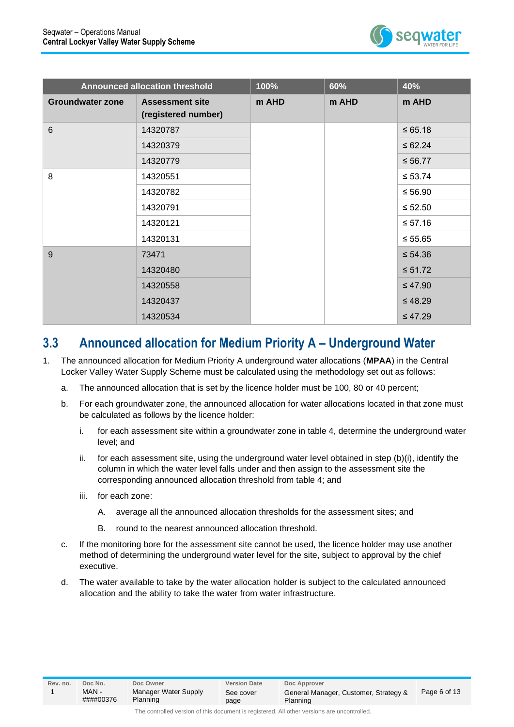| Announced allocation threshold | | 100% | 60% | 40% |
|---|---|---|---|---|
| **Groundwater zone** | **Assessment site (registered number)** | **m AHD** | **m AHD** | **m AHD** |
| 6 | 14320787 | | | ≤ 65.18 |
| | 14320379 | | | ≤ 62.24 |
| | 14320779 | | | ≤ 56.77 |
| 8 | 14320551 | | | ≤ 53.74 |
| | 14320782 | | | ≤ 56.90 |
| | 14320791 | | | ≤ 52.50 |
| | 14320121 | | | ≤ 57.16 |
| | 14320131 | | | ≤ 55.65 |
| 9 | 73471 | | | ≤ 54.36 |
| | 14320480 | | | ≤ 51.72 |
| | 14320558 | | | ≤ 47.90 |
| | 14320437 | | | ≤ 48.29 |
| | 14320534 | | | ≤ 47.29 |

## 3.3 Announced allocation for Medium Priority A – Underground Water

1. The announced allocation for Medium Priority A underground water allocations (**MPAA**) in the Central Locker Valley Water Supply Scheme must be calculated using the methodology set out as follows:

   a. The announced allocation that is set by the licence holder must be 100, 80 or 40 percent;

   b. For each groundwater zone, the announced allocation for water allocations located in that zone must be calculated as follows by the licence holder:

      i. for each assessment site within a groundwater zone in table 4, determine the underground water level; and

      ii. for each assessment site, using the underground water level obtained in step (b)(i), identify the column in which the water level falls under and then assign to the assessment site the corresponding announced allocation threshold from table 4; and

      iii. for each zone:

         A. average all the announced allocation thresholds for the assessment sites; and

         B. round to the nearest announced allocation threshold.

   c. If the monitoring bore for the assessment site cannot be used, the licence holder may use another method of determining the underground water level for the site, subject to approval by the chief executive.

   d. The water available to take by the water allocation holder is subject to the calculated announced allocation and the ability to take the water from water infrastructure.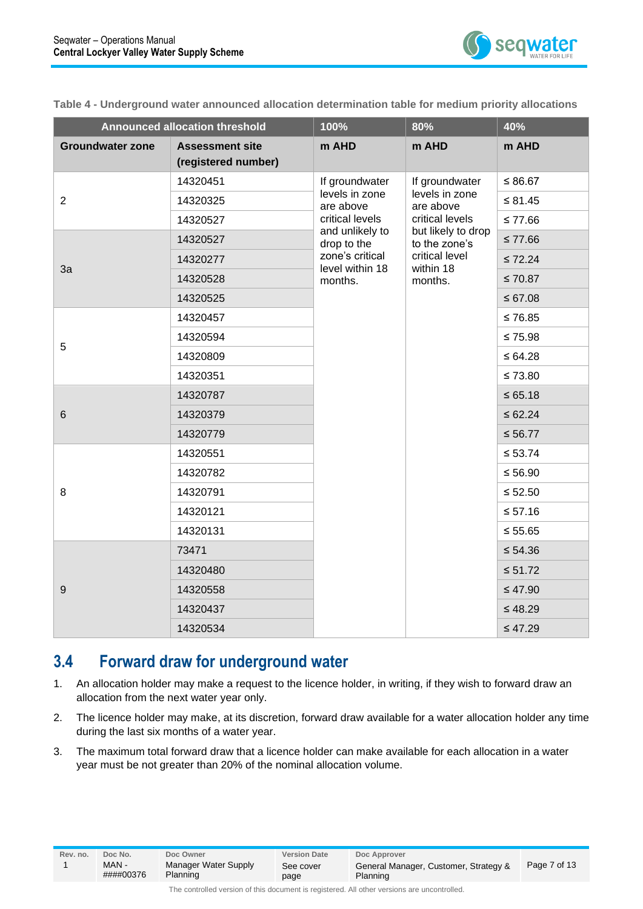**Table 4 - Underground water announced allocation determination table for medium priority allocations**

| Announced allocation threshold | | 100% | 80% | 40% |
|---|---|---|---|---|
| **Groundwater zone** | **Assessment site (registered number)** | **m AHD** | **m AHD** | **m AHD** |
| 2 | 14320451 | If groundwater levels in zone are above critical levels and unlikely to drop to the zone's critical level within 18 months. | If groundwater levels in zone are above critical levels but likely to drop to the zone's critical level within 18 months. | ≤ 86.67 |
| | 14320325 | | | ≤ 81.45 |
| | 14320527 | | | ≤ 77.66 |
| 3a | 14320527 | | | ≤ 77.66 |
| | 14320277 | | | ≤ 72.24 |
| | 14320528 | | | ≤ 70.87 |
| | 14320525 | | | ≤ 67.08 |
| 5 | 14320457 | | | ≤ 76.85 |
| | 14320594 | | | ≤ 75.98 |
| | 14320809 | | | ≤ 64.28 |
| | 14320351 | | | ≤ 73.80 |
| 6 | 14320787 | | | ≤ 65.18 |
| | 14320379 | | | ≤ 62.24 |
| | 14320779 | | | ≤ 56.77 |
| 8 | 14320551 | | | ≤ 53.74 |
| | 14320782 | | | ≤ 56.90 |
| | 14320791 | | | ≤ 52.50 |
| | 14320121 | | | ≤ 57.16 |
| | 14320131 | | | ≤ 55.65 |
| 9 | 73471 | | | ≤ 54.36 |
| | 14320480 | | | ≤ 51.72 |
| | 14320558 | | | ≤ 47.90 |
| | 14320437 | | | ≤ 48.29 |
| | 14320534 | | | ≤ 47.29 |

## 3.4 Forward draw for underground water

1. An allocation holder may make a request to the licence holder, in writing, if they wish to forward draw an allocation from the next water year only.
2. The licence holder may make, at its discretion, forward draw available for a water allocation holder any time during the last six months of a water year.
3. The maximum total forward draw that a licence holder can make available for each allocation in a water year must be not greater than 20% of the nominal allocation volume.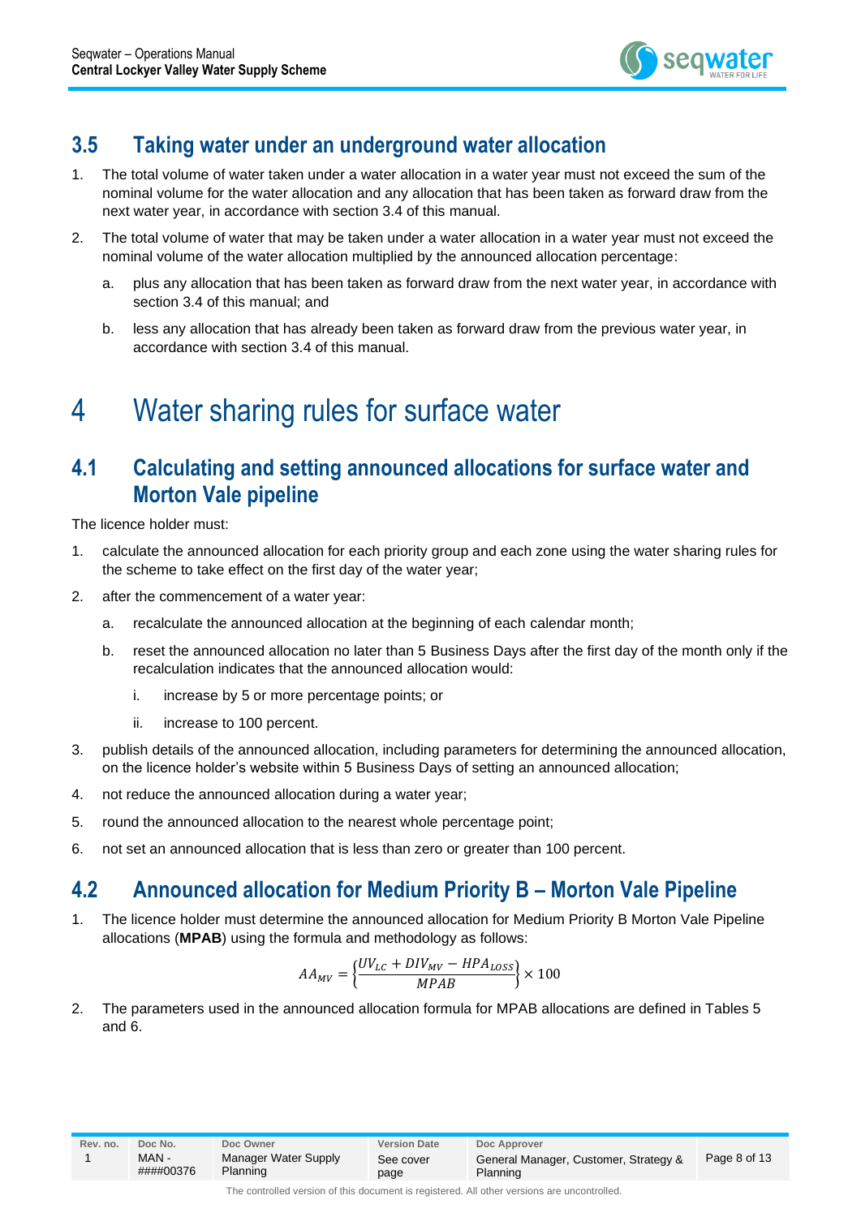## 3.5 Taking water under an underground water allocation

1. The total volume of water taken under a water allocation in a water year must not exceed the sum of the nominal volume for the water allocation and any allocation that has been taken as forward draw from the next water year, in accordance with section 3.4 of this manual.
2. The total volume of water that may be taken under a water allocation in a water year must not exceed the nominal volume of the water allocation multiplied by the announced allocation percentage:
   a. plus any allocation that has been taken as forward draw from the next water year, in accordance with section 3.4 of this manual; and
   b. less any allocation that has already been taken as forward draw from the previous water year, in accordance with section 3.4 of this manual.

# 4 Water sharing rules for surface water

## 4.1 Calculating and setting announced allocations for surface water and Morton Vale pipeline

The licence holder must:

1. calculate the announced allocation for each priority group and each zone using the water sharing rules for the scheme to take effect on the first day of the water year;
2. after the commencement of a water year:
   a. recalculate the announced allocation at the beginning of each calendar month;
   b. reset the announced allocation no later than 5 Business Days after the first day of the month only if the recalculation indicates that the announced allocation would:
      i. increase by 5 or more percentage points; or
      ii. increase to 100 percent.
3. publish details of the announced allocation, including parameters for determining the announced allocation, on the licence holder's website within 5 Business Days of setting an announced allocation;
4. not reduce the announced allocation during a water year;
5. round the announced allocation to the nearest whole percentage point;
6. not set an announced allocation that is less than zero or greater than 100 percent.

## 4.2 Announced allocation for Medium Priority B – Morton Vale Pipeline

1. The licence holder must determine the announced allocation for Medium Priority B Morton Vale Pipeline allocations (**MPAB**) using the formula and methodology as follows:

$$AA_{MV} = \left\{ \frac{UV_{LC} + DIV_{MV} - HPA_{LOSS}}{MPAB} \right\} \times 100$$

2. The parameters used in the announced allocation formula for MPAB allocations are defined in Tables 5 and 6.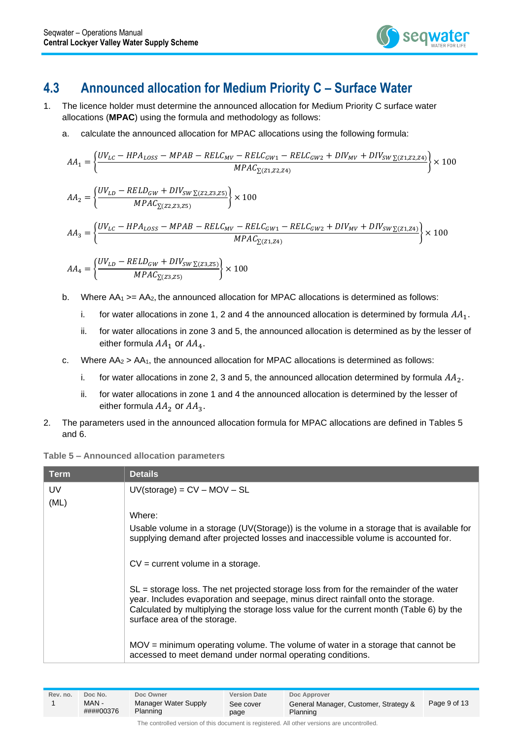## 4.3 Announced allocation for Medium Priority C – Surface Water

1. The licence holder must determine the announced allocation for Medium Priority C surface water allocations (**MPAC**) using the formula and methodology as follows:

   a. calculate the announced allocation for MPAC allocations using the following formula:

$$AA_1 = \left\{ \frac{UV_{LC} - HPA_{LOSS} - MPAB - RELC_{MV} - RELC_{GW1} - RELC_{GW2} + DIV_{MV} + DIV_{SW\,\Sigma(Z1,Z2,Z4)}}{MPAC_{\Sigma(Z1,Z2,Z4)}} \right\} \times 100$$

$$AA_2 = \left\{ \frac{UV_{LD} - RELD_{GW} + DIV_{SW\,\Sigma(Z2,Z3,Z5)}}{MPAC_{\Sigma(Z2,Z3,Z5)}} \right\} \times 100$$

$$AA_3 = \left\{ \frac{UV_{LC} - HPA_{LOSS} - MPAB - RELC_{MV} - RELC_{GW1} - RELC_{GW2} + DIV_{MV} + DIV_{SW\,\Sigma(Z1,Z4)}}{MPAC_{\Sigma(Z1,Z4)}} \right\} \times 100$$

$$AA_4 = \left\{ \frac{UV_{LD} - RELD_{GW} + DIV_{SW\,\Sigma(Z3,Z5)}}{MPAC_{\Sigma(Z3,Z5)}} \right\} \times 100$$

   b. Where $AA_1 >= AA_2$, the announced allocation for MPAC allocations is determined as follows:

      i. for water allocations in zone 1, 2 and 4 the announced allocation is determined by formula $AA_1$.

      ii. for water allocations in zone 3 and 5, the announced allocation is determined as by the lesser of either formula $AA_1$ or $AA_4$.

   c. Where $AA_2 > AA_1$, the announced allocation for MPAC allocations is determined as follows:

      i. for water allocations in zone 2, 3 and 5, the announced allocation determined by formula $AA_2$.

      ii. for water allocations in zone 1 and 4 the announced allocation is determined by the lesser of either formula $AA_2$ or $AA_3$.

2. The parameters used in the announced allocation formula for MPAC allocations are defined in Tables 5 and 6.

**Table 5 – Announced allocation parameters**

| Term | Details |
|---|---|
| UV (ML) | UV(storage) = CV – MOV – SL<br><br>Where:<br>Usable volume in a storage (UV(Storage)) is the volume in a storage that is available for supplying demand after projected losses and inaccessible volume is accounted for.<br><br>CV = current volume in a storage.<br><br>SL = storage loss. The net projected storage loss from for the remainder of the water year. Includes evaporation and seepage, minus direct rainfall onto the storage. Calculated by multiplying the storage loss value for the current month (Table 6) by the surface area of the storage.<br><br>MOV = minimum operating volume. The volume of water in a storage that cannot be accessed to meet demand under normal operating conditions. |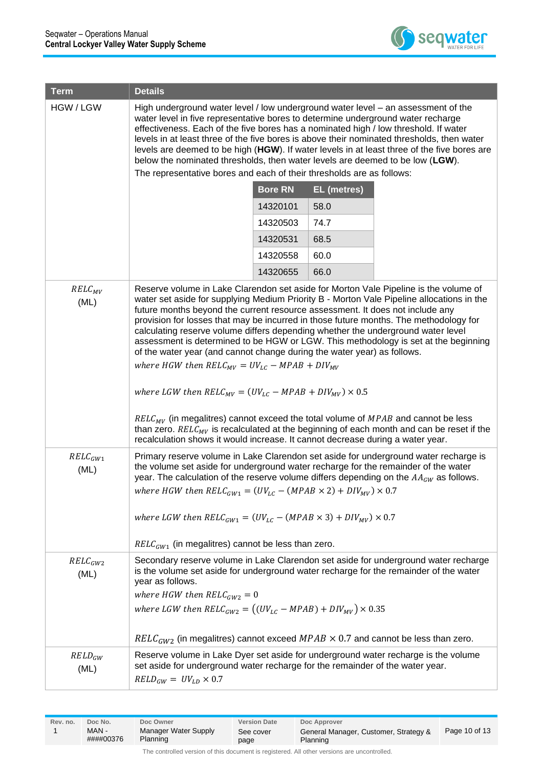| Term | Details |
|---|---|
| HGW / LGW | High underground water level / low underground water level – an assessment of the water level in five representative bores to determine underground water recharge effectiveness. Each of the five bores has a nominated high / low threshold. If water levels in at least three of the five bores is above their nominated thresholds, then water levels are deemed to be high (**HGW**). If water levels in at least three of the five bores are below the nominated thresholds, then water levels are deemed to be low (**LGW**).<br>The representative bores and each of their thresholds are as follows:<br><br>**Bore RN** – **EL (metres)**<br>14320101 – 58.0<br>14320503 – 74.7<br>14320531 – 68.5<br>14320558 – 60.0<br>14320655 – 66.0 |
| $RELC_{MV}$ (ML) | Reserve volume in Lake Clarendon set aside for Morton Vale Pipeline is the volume of water set aside for supplying Medium Priority B - Morton Vale Pipeline allocations in the future months beyond the current resource assessment. It does not include any provision for losses that may be incurred in those future months. The methodology for calculating reserve volume differs depending whether the underground water level assessment is determined to be HGW or LGW. This methodology is set at the beginning of the water year (and cannot change during the water year) as follows.<br>$where\ HGW\ then\ RELC_{MV} = UV_{LC} - MPAB + DIV_{MV}$<br><br>$where\ LGW\ then\ RELC_{MV} = (UV_{LC} - MPAB + DIV_{MV}) \times 0.5$<br><br>$RELC_{MV}$ (in megalitres) cannot exceed the total volume of $MPAB$ and cannot be less than zero. $RELC_{MV}$ is recalculated at the beginning of each month and can be reset if the recalculation shows it would increase. It cannot decrease during a water year. |
| $RELC_{GW1}$ (ML) | Primary reserve volume in Lake Clarendon set aside for underground water recharge is the volume set aside for underground water recharge for the remainder of the water year. The calculation of the reserve volume differs depending on the $AA_{GW}$ as follows.<br>$where\ HGW\ then\ RELC_{GW1} = (UV_{LC} - (MPAB \times 2) + DIV_{MV}) \times 0.7$<br><br>$where\ LGW\ then\ RELC_{GW1} = (UV_{LC} - (MPAB \times 3) + DIV_{MV}) \times 0.7$<br><br>$RELC_{GW1}$ (in megalitres) cannot be less than zero. |
| $RELC_{GW2}$ (ML) | Secondary reserve volume in Lake Clarendon set aside for underground water recharge is the volume set aside for underground water recharge for the remainder of the water year as follows.<br>$where\ HGW\ then\ RELC_{GW2} = 0$<br>$where\ LGW\ then\ RELC_{GW2} = ((UV_{LC} - MPAB) + DIV_{MV}) \times 0.35$<br><br>$RELC_{GW2}$ (in megalitres) cannot exceed $MPAB \times 0.7$ and cannot be less than zero. |
| $RELD_{GW}$ (ML) | Reserve volume in Lake Dyer set aside for underground water recharge is the volume set aside for underground water recharge for the remainder of the water year.<br>$RELD_{GW} = UV_{LD} \times 0.7$ |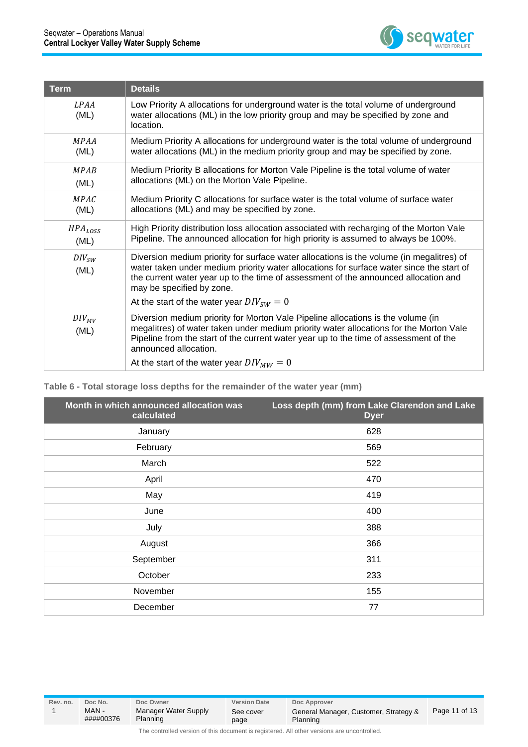| Term | Details |
|---|---|
| $LPAA$ (ML) | Low Priority A allocations for underground water is the total volume of underground water allocations (ML) in the low priority group and may be specified by zone and location. |
| $MPAA$ (ML) | Medium Priority A allocations for underground water is the total volume of underground water allocations (ML) in the medium priority group and may be specified by zone. |
| $MPAB$ (ML) | Medium Priority B allocations for Morton Vale Pipeline is the total volume of water allocations (ML) on the Morton Vale Pipeline. |
| $MPAC$ (ML) | Medium Priority C allocations for surface water is the total volume of surface water allocations (ML) and may be specified by zone. |
| $HPA_{LOSS}$ (ML) | High Priority distribution loss allocation associated with recharging of the Morton Vale Pipeline. The announced allocation for high priority is assumed to always be 100%. |
| $DIV_{SW}$ (ML) | Diversion medium priority for surface water allocations is the volume (in megalitres) of water taken under medium priority water allocations for surface water since the start of the current water year up to the time of assessment of the announced allocation and may be specified by zone.<br><br>At the start of the water year $DIV_{SW} = 0$ |
| $DIV_{MV}$ (ML) | Diversion medium priority for Morton Vale Pipeline allocations is the volume (in megalitres) of water taken under medium priority water allocations for the Morton Vale Pipeline from the start of the current water year up to the time of assessment of the announced allocation.<br><br>At the start of the water year $DIV_{MW} = 0$ |

Table 6 - Total storage loss depths for the remainder of the water year (mm)

| Month in which announced allocation was calculated | Loss depth (mm) from Lake Clarendon and Lake Dyer |
|---|---|
| January | 628 |
| February | 569 |
| March | 522 |
| April | 470 |
| May | 419 |
| June | 400 |
| July | 388 |
| August | 366 |
| September | 311 |
| October | 233 |
| November | 155 |
| December | 77 |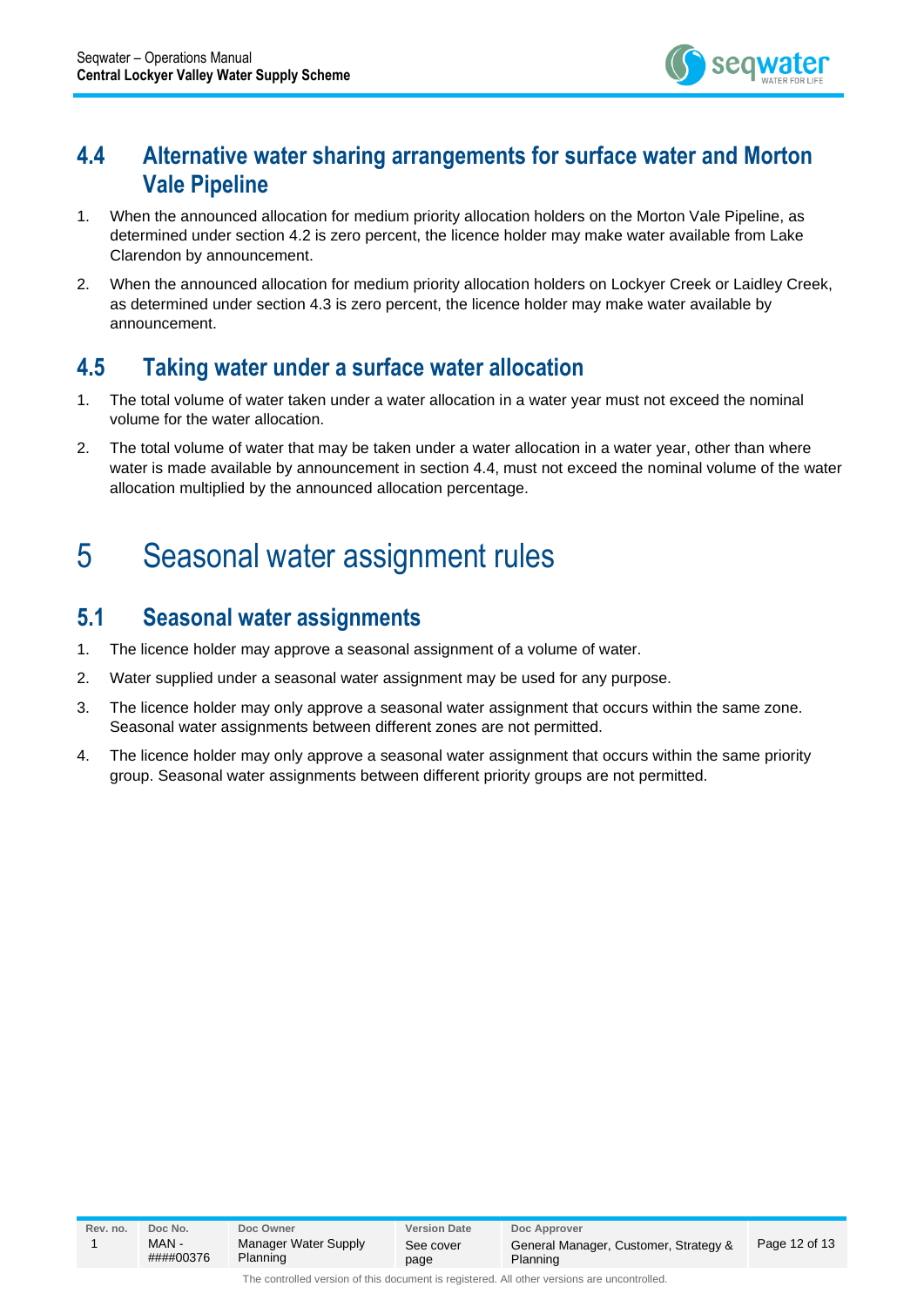## 4.4 Alternative water sharing arrangements for surface water and Morton Vale Pipeline

1. When the announced allocation for medium priority allocation holders on the Morton Vale Pipeline, as determined under section 4.2 is zero percent, the licence holder may make water available from Lake Clarendon by announcement.
2. When the announced allocation for medium priority allocation holders on Lockyer Creek or Laidley Creek, as determined under section 4.3 is zero percent, the licence holder may make water available by announcement.

## 4.5 Taking water under a surface water allocation

1. The total volume of water taken under a water allocation in a water year must not exceed the nominal volume for the water allocation.
2. The total volume of water that may be taken under a water allocation in a water year, other than where water is made available by announcement in section 4.4, must not exceed the nominal volume of the water allocation multiplied by the announced allocation percentage.

# 5 Seasonal water assignment rules

## 5.1 Seasonal water assignments

1. The licence holder may approve a seasonal assignment of a volume of water.
2. Water supplied under a seasonal water assignment may be used for any purpose.
3. The licence holder may only approve a seasonal water assignment that occurs within the same zone. Seasonal water assignments between different zones are not permitted.
4. The licence holder may only approve a seasonal water assignment that occurs within the same priority group. Seasonal water assignments between different priority groups are not permitted.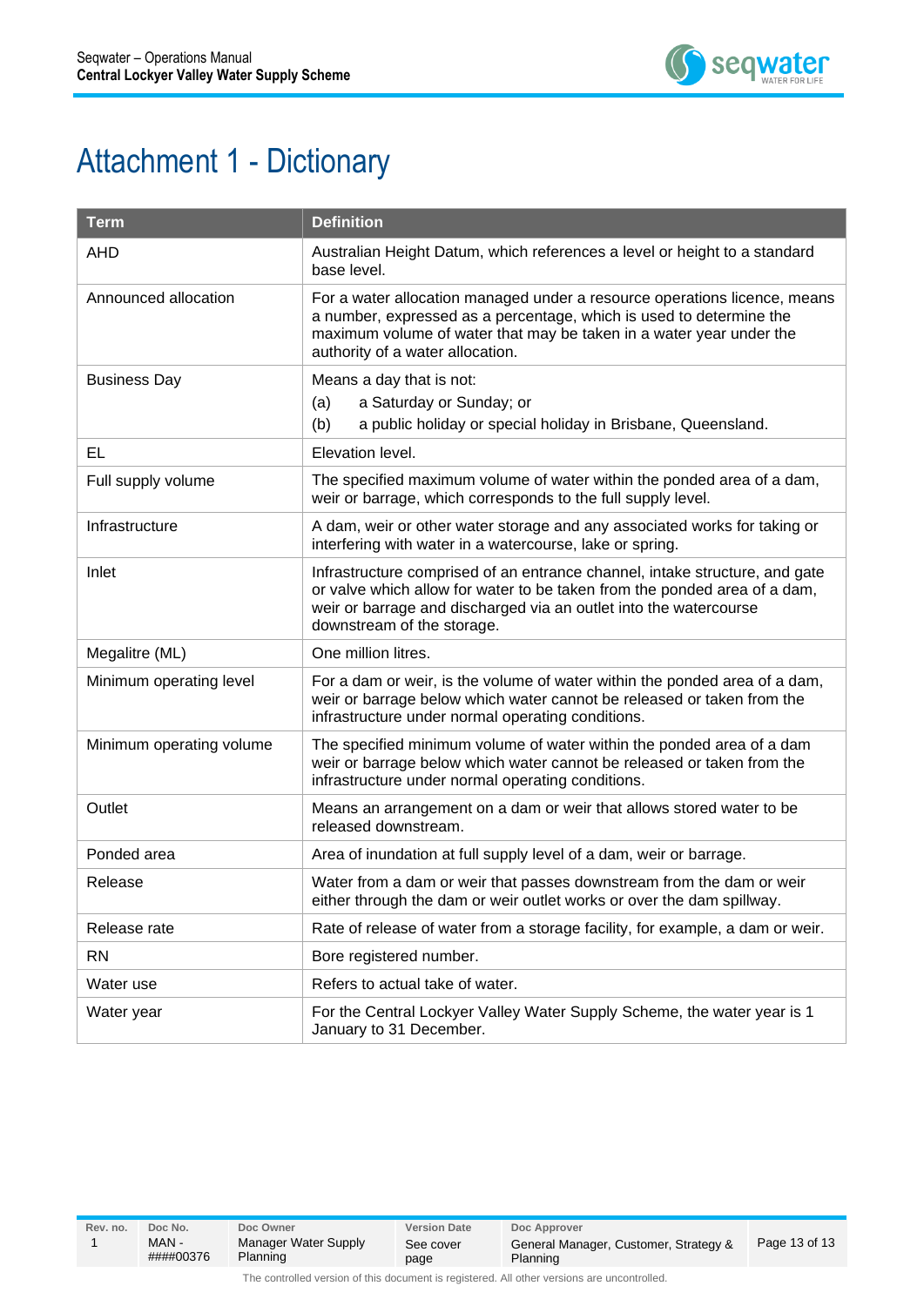# Attachment 1 - Dictionary

| Term | Definition |
|---|---|
| AHD | Australian Height Datum, which references a level or height to a standard base level. |
| Announced allocation | For a water allocation managed under a resource operations licence, means a number, expressed as a percentage, which is used to determine the maximum volume of water that may be taken in a water year under the authority of a water allocation. |
| Business Day | Means a day that is not: (a) a Saturday or Sunday; or (b) a public holiday or special holiday in Brisbane, Queensland. |
| EL | Elevation level. |
| Full supply volume | The specified maximum volume of water within the ponded area of a dam, weir or barrage, which corresponds to the full supply level. |
| Infrastructure | A dam, weir or other water storage and any associated works for taking or interfering with water in a watercourse, lake or spring. |
| Inlet | Infrastructure comprised of an entrance channel, intake structure, and gate or valve which allow for water to be taken from the ponded area of a dam, weir or barrage and discharged via an outlet into the watercourse downstream of the storage. |
| Megalitre (ML) | One million litres. |
| Minimum operating level | For a dam or weir, is the volume of water within the ponded area of a dam, weir or barrage below which water cannot be released or taken from the infrastructure under normal operating conditions. |
| Minimum operating volume | The specified minimum volume of water within the ponded area of a dam weir or barrage below which water cannot be released or taken from the infrastructure under normal operating conditions. |
| Outlet | Means an arrangement on a dam or weir that allows stored water to be released downstream. |
| Ponded area | Area of inundation at full supply level of a dam, weir or barrage. |
| Release | Water from a dam or weir that passes downstream from the dam or weir either through the dam or weir outlet works or over the dam spillway. |
| Release rate | Rate of release of water from a storage facility, for example, a dam or weir. |
| RN | Bore registered number. |
| Water use | Refers to actual take of water. |
| Water year | For the Central Lockyer Valley Water Supply Scheme, the water year is 1 January to 31 December. |